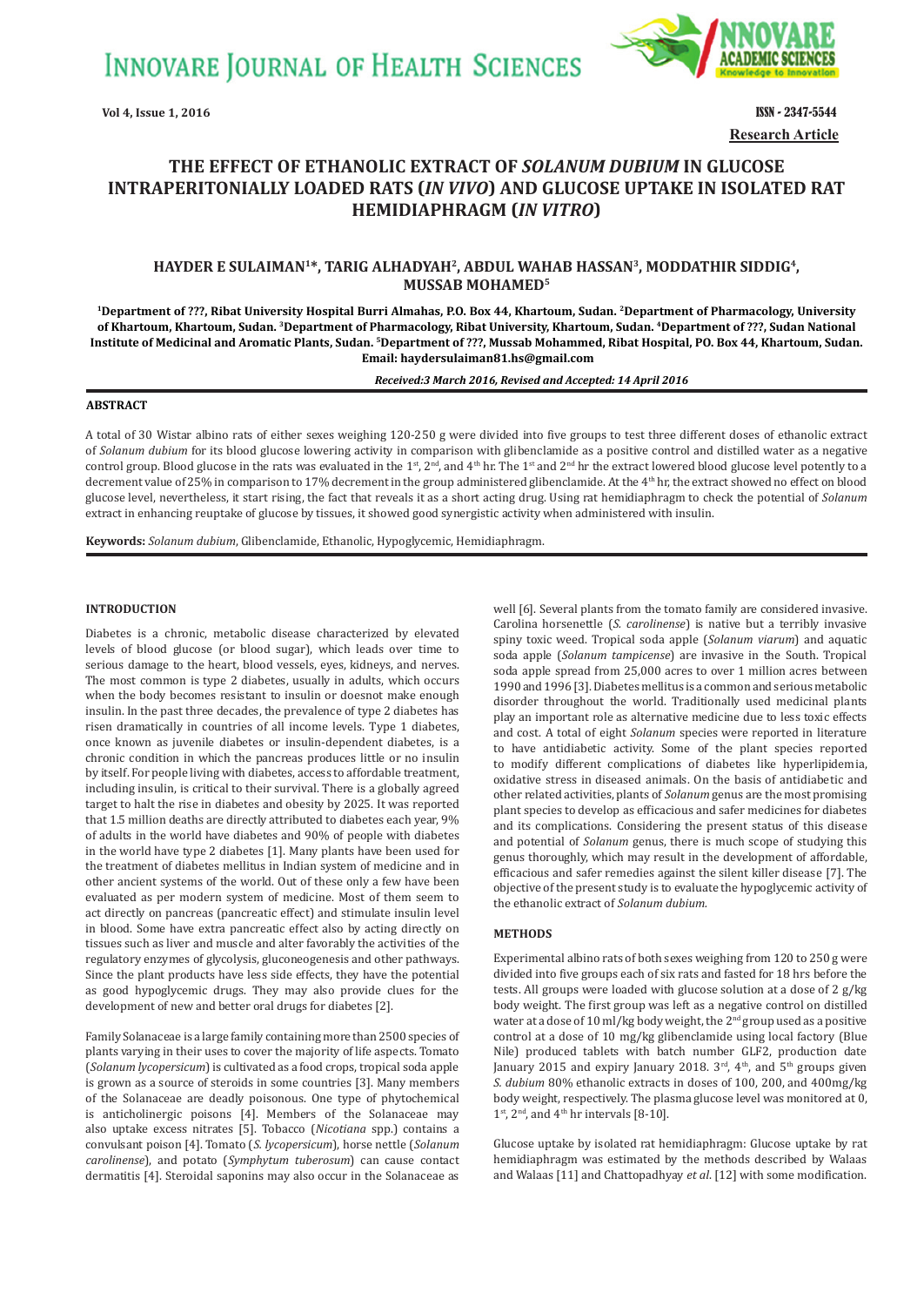# THE EFFECT OF ETHANOLIC EXTRACT OF *SOLANUM DUBIUM* IN GLUCOSE INTRAPERITONIALLY LOADED RATS (*IN VIVO*) AND GLUCOSE UPTAKE IN ISOLATED RAT HEMIDIAPHRAGM (*IN VITRO*)

**HAYDER E SULAIMAN[1]*, TARIG ALHADYAH[2], ABDUL WAHAB HASSAN[3], MODDATHIR SIDDIG[4], MUSSAB MOHAMED[5]**

[1]Department of ???, Ribat University Hospital Burri Almahas, P.O. Box 44, Khartoum, Sudan. [2]Department of Pharmacology, University of Khartoum, Khartoum, Sudan. [3]Department of Pharmacology, Ribat University, Khartoum, Sudan. [4]Department of ???, Sudan National Institute of Medicinal and Aromatic Plants, Sudan. [5]Department of ???, Mussab Mohammed, Ribat Hospital, PO. Box 44, Khartoum, Sudan. Email: haydersulaiman81.hs@gmail.com

*Received:3 March 2016, Revised and Accepted: 14 April 2016*

## ABSTRACT

A total of 30 Wistar albino rats of either sexes weighing 120-250 g were divided into five groups to test three different doses of ethanolic extract of *Solanum dubium* for its blood glucose lowering activity in comparison with glibenclamide as a positive control and distilled water as a negative control group. Blood glucose in the rats was evaluated in the 1st, 2nd, and 4th hr. The 1st and 2nd hr the extract lowered blood glucose level potently to a decrement value of 25% in comparison to 17% decrement in the group administered glibenclamide. At the 4th hr, the extract showed no effect on blood glucose level, nevertheless, it start rising, the fact that reveals it as a short acting drug. Using rat hemidiaphragm to check the potential of *Solanum* extract in enhancing reuptake of glucose by tissues, it showed good synergistic activity when administered with insulin.

**Keywords:** *Solanum dubium*, Glibenclamide, Ethanolic, Hypoglycemic, Hemidiaphragm.

## INTRODUCTION

Diabetes is a chronic, metabolic disease characterized by elevated levels of blood glucose (or blood sugar), which leads over time to serious damage to the heart, blood vessels, eyes, kidneys, and nerves. The most common is type 2 diabetes, usually in adults, which occurs when the body becomes resistant to insulin or doesnot make enough insulin. In the past three decades, the prevalence of type 2 diabetes has risen dramatically in countries of all income levels. Type 1 diabetes, once known as juvenile diabetes or insulin-dependent diabetes, is a chronic condition in which the pancreas produces little or no insulin by itself. For people living with diabetes, access to affordable treatment, including insulin, is critical to their survival. There is a globally agreed target to halt the rise in diabetes and obesity by 2025. It was reported that 1.5 million deaths are directly attributed to diabetes each year, 9% of adults in the world have diabetes and 90% of people with diabetes in the world have type 2 diabetes [1]. Many plants have been used for the treatment of diabetes mellitus in Indian system of medicine and in other ancient systems of the world. Out of these only a few have been evaluated as per modern system of medicine. Most of them seem to act directly on pancreas (pancreatic effect) and stimulate insulin level in blood. Some have extra pancreatic effect also by acting directly on tissues such as liver and muscle and alter favorably the activities of the regulatory enzymes of glycolysis, gluconeogenesis and other pathways. Since the plant products have less side effects, they have the potential as good hypoglycemic drugs. They may also provide clues for the development of new and better oral drugs for diabetes [2].

Family Solanaceae is a large family containing more than 2500 species of plants varying in their uses to cover the majority of life aspects. Tomato (*Solanum lycopersicum*) is cultivated as a food crops, tropical soda apple is grown as a source of steroids in some countries [3]. Many members of the Solanaceae are deadly poisonous. One type of phytochemical is anticholinergic poisons [4]. Members of the Solanaceae may also uptake excess nitrates [5]. Tobacco (*Nicotiana* spp.) contains a convulsant poison [4]. Tomato (*S. lycopersicum*), horse nettle (*Solanum carolinense*), and potato (*Symphytum tuberosum*) can cause contact dermatitis [4]. Steroidal saponins may also occur in the Solanaceae as well [6]. Several plants from the tomato family are considered invasive. Carolina horsenettle (*S. carolinense*) is native but a terribly invasive spiny toxic weed. Tropical soda apple (*Solanum viarum*) and aquatic soda apple (*Solanum tampicense*) are invasive in the South. Tropical soda apple spread from 25,000 acres to over 1 million acres between 1990 and 1996 [3]. Diabetes mellitus is a common and serious metabolic disorder throughout the world. Traditionally used medicinal plants play an important role as alternative medicine due to less toxic effects and cost. A total of eight *Solanum* species were reported in literature to have antidiabetic activity. Some of the plant species reported to modify different complications of diabetes like hyperlipidemia, oxidative stress in diseased animals. On the basis of antidiabetic and other related activities, plants of *Solanum* genus are the most promising plant species to develop as efficacious and safer medicines for diabetes and its complications. Considering the present status of this disease and potential of *Solanum* genus, there is much scope of studying this genus thoroughly, which may result in the development of affordable, efficacious and safer remedies against the silent killer disease [7]. The objective of the present study is to evaluate the hypoglycemic activity of the ethanolic extract of *Solanum dubium.*

## METHODS

Experimental albino rats of both sexes weighing from 120 to 250 g were divided into five groups each of six rats and fasted for 18 hrs before the tests. All groups were loaded with glucose solution at a dose of 2 g/kg body weight. The first group was left as a negative control on distilled water at a dose of 10 ml/kg body weight, the 2nd group used as a positive control at a dose of 10 mg/kg glibenclamide using local factory (Blue Nile) produced tablets with batch number GLF2, production date January 2015 and expiry January 2018. 3rd, 4th, and 5th groups given *S. dubium* 80% ethanolic extracts in doses of 100, 200, and 400mg/kg body weight, respectively. The plasma glucose level was monitored at 0, 1st, 2nd, and 4th hr intervals [8-10].

Glucose uptake by isolated rat hemidiaphragm: Glucose uptake by rat hemidiaphragm was estimated by the methods described by Walaas and Walaas [11] and Chattopadhyay *et al*. [12] with some modification.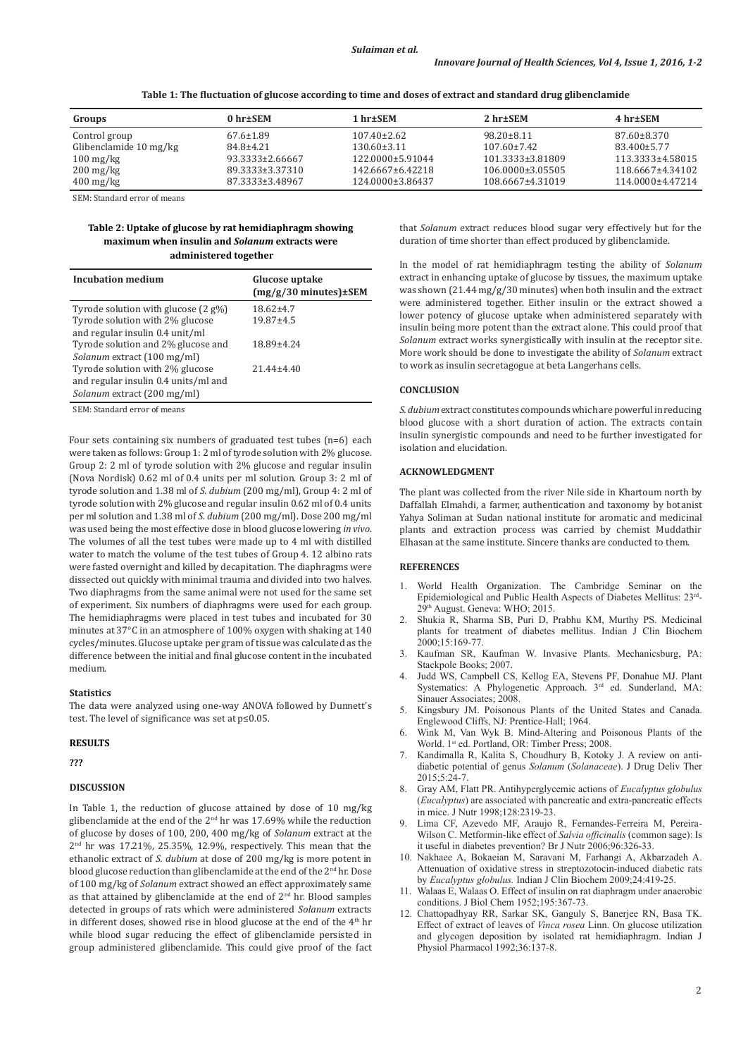**Table 1: The fluctuation of glucose according to time and doses of extract and standard drug glibenclamide**

| Groups | 0 hr±SEM | 1 hr±SEM | 2 hr±SEM | 4 hr±SEM |
|---|---|---|---|---|
| Control group | 67.6±1.89 | 107.40±2.62 | 98.20±8.11 | 87.60±8.370 |
| Glibenclamide 10 mg/kg | 84.8±4.21 | 130.60±3.11 | 107.60±7.42 | 83.400±5.77 |
| 100 mg/kg | 93.3333±2.66667 | 122.0000±5.91044 | 101.3333±3.81809 | 113.3333±4.58015 |
| 200 mg/kg | 89.3333±3.37310 | 142.6667±6.42218 | 106.0000±3.05505 | 118.6667±4.34102 |
| 400 mg/kg | 87.3333±3.48967 | 124.0000±3.86437 | 108.6667±4.31019 | 114.0000±4.47214 |

SEM: Standard error of means

**Table 2: Uptake of glucose by rat hemidiaphragm showing maximum when insulin and *Solanum* extracts were administered together**

| Incubation medium | Glucose uptake (mg/g/30 minutes)±SEM |
|---|---|
| Tyrode solution with glucose (2 g%) | 18.62±4.7 |
| Tyrode solution with 2% glucose and regular insulin 0.4 unit/ml | 19.87±4.5 |
| Tyrode solution and 2% glucose and *Solanum* extract (100 mg/ml) | 18.89±4.24 |
| Tyrode solution with 2% glucose and regular insulin 0.4 units/ml and *Solanum* extract (200 mg/ml) | 21.44±4.40 |

SEM: Standard error of means

Four sets containing six numbers of graduated test tubes (n=6) each were taken as follows: Group 1: 2 ml of tyrode solution with 2% glucose. Group 2: 2 ml of tyrode solution with 2% glucose and regular insulin (Nova Nordisk) 0.62 ml of 0.4 units per ml solution. Group 3: 2 ml of tyrode solution and 1.38 ml of *S. dubium* (200 mg/ml), Group 4: 2 ml of tyrode solution with 2% glucose and regular insulin 0.62 ml of 0.4 units per ml solution and 1.38 ml of *S. dubium* (200 mg/ml). Dose 200 mg/ml was used being the most effective dose in blood glucose lowering *in vivo*. The volumes of all the test tubes were made up to 4 ml with distilled water to match the volume of the test tubes of Group 4. 12 albino rats were fasted overnight and killed by decapitation. The diaphragms were dissected out quickly with minimal trauma and divided into two halves. Two diaphragms from the same animal were not used for the same set of experiment. Six numbers of diaphragms were used for each group. The hemidiaphragms were placed in test tubes and incubated for 30 minutes at 37°C in an atmosphere of 100% oxygen with shaking at 140 cycles/minutes. Glucose uptake per gram of tissue was calculated as the difference between the initial and final glucose content in the incubated medium.

#### Statistics

The data were analyzed using one-way ANOVA followed by Dunnett's test. The level of significance was set at $p \leq 0.05$.

### RESULTS

???

### DISCUSSION

In Table 1, the reduction of glucose attained by dose of 10 mg/kg glibenclamide at the end of the 2nd hr was 17.69% while the reduction of glucose by doses of 100, 200, 400 mg/kg of *Solanum* extract at the 2nd hr was 17.21%, 25.35%, 12.9%, respectively. This mean that the ethanolic extract of *S. dubium* at dose of 200 mg/kg is more potent in blood glucose reduction than glibenclamide at the end of the 2nd hr. Dose of 100 mg/kg of *Solanum* extract showed an effect approximately same as that attained by glibenclamide at the end of 2nd hr. Blood samples detected in groups of rats which were administered *Solanum* extracts in different doses, showed rise in blood glucose at the end of the 4th hr while blood sugar reducing the effect of glibenclamide persisted in group administered glibenclamide. This could give proof of the fact that *Solanum* extract reduces blood sugar very effectively but for the duration of time shorter than effect produced by glibenclamide.

In the model of rat hemidiaphragm testing the ability of *Solanum* extract in enhancing uptake of glucose by tissues, the maximum uptake was shown (21.44 mg/g/30 minutes) when both insulin and the extract were administered together. Either insulin or the extract showed a lower potency of glucose uptake when administered separately with insulin being more potent than the extract alone. This could proof that *Solanum* extract works synergistically with insulin at the receptor site. More work should be done to investigate the ability of *Solanum* extract to work as insulin secretagogue at beta Langerhans cells.

### CONCLUSION

*S. dubium* extract constitutes compounds which are powerful in reducing blood glucose with a short duration of action. The extracts contain insulin synergistic compounds and need to be further investigated for isolation and elucidation.

### ACKNOWLEDGMENT

The plant was collected from the river Nile side in Khartoum north by Daffallah Elmahdi, a farmer, authentication and taxonomy by botanist Yahya Soliman at Sudan national institute for aromatic and medicinal plants and extraction process was carried by chemist Muddathir Elhasan at the same institute. Sincere thanks are conducted to them.

### REFERENCES

1. World Health Organization. The Cambridge Seminar on the Epidemiological and Public Health Aspects of Diabetes Mellitus: 23rd-29th August. Geneva: WHO; 2015.
2. Shukia R, Sharma SB, Puri D, Prabhu KM, Murthy PS. Medicinal plants for treatment of diabetes mellitus. Indian J Clin Biochem 2000;15:169-77.
3. Kaufman SR, Kaufman W. Invasive Plants. Mechanicsburg, PA: Stackpole Books; 2007.
4. Judd WS, Campbell CS, Kellog EA, Stevens PF, Donahue MJ. Plant Systematics: A Phylogenetic Approach. 3rd ed. Sunderland, MA: Sinauer Associates; 2008.
5. Kingsbury JM. Poisonous Plants of the United States and Canada. Englewood Cliffs, NJ: Prentice-Hall; 1964.
6. Wink M, Van Wyk B. Mind-Altering and Poisonous Plants of the World. 1st ed. Portland, OR: Timber Press; 2008.
7. Kandimalla R, Kalita S, Choudhury B, Kotoky J. A review on anti-diabetic potential of genus *Solanum* (*Solanaceae*). J Drug Deliv Ther 2015;5:24-7.
8. Gray AM, Flatt PR. Antihyperglycemic actions of *Eucalyptus globulus* (*Eucalyptus*) are associated with pancreatic and extra-pancreatic effects in mice. J Nutr 1998;128:2319-23.
9. Lima CF, Azevedo MF, Araujo R, Fernandes-Ferreira M, Pereira-Wilson C. Metformin-like effect of *Salvia officinalis* (common sage): Is it useful in diabetes prevention? Br J Nutr 2006;96:326-33.
10. Nakhaee A, Bokaeian M, Saravani M, Farhangi A, Akbarzadeh A. Attenuation of oxidative stress in streptozotocin-induced diabetic rats by *Eucalyptus globulus.* Indian J Clin Biochem 2009;24:419-25.
11. Walaas E, Walaas O. Effect of insulin on rat diaphragm under anaerobic conditions. J Biol Chem 1952;195:367-73.
12. Chattopadhyay RR, Sarkar SK, Ganguly S, Banerjee RN, Basa TK. Effect of extract of leaves of *Vinca rosea* Linn. On glucose utilization and glycogen deposition by isolated rat hemidiaphragm. Indian J Physiol Pharmacol 1992;36:137-8.